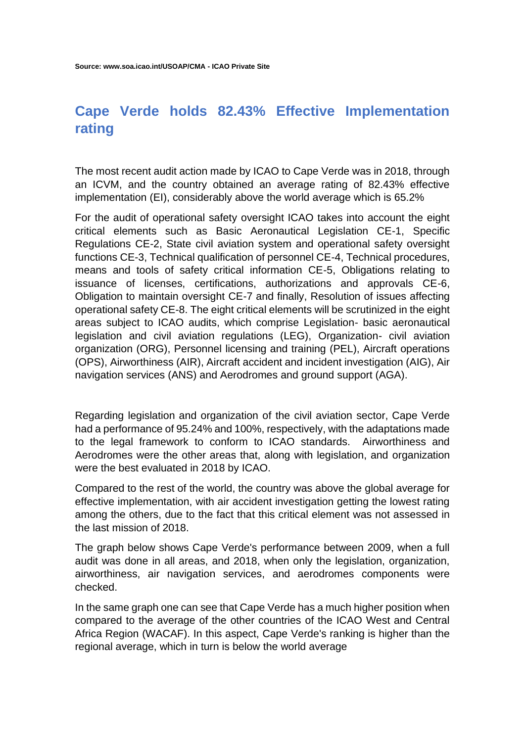**Source: www.soa.icao.int/USOAP/CMA - ICAO Private Site**

# Cape Verde holds 82.43% Effective Implementation rating

The most recent audit action made by ICAO to Cape Verde was in 2018, through an ICVM, and the country obtained an average rating of 82.43% effective implementation (EI), considerably above the world average which is 65.2%

For the audit of operational safety oversight ICAO takes into account the eight critical elements such as Basic Aeronautical Legislation CE-1, Specific Regulations CE-2, State civil aviation system and operational safety oversight functions CE-3, Technical qualification of personnel CE-4, Technical procedures, means and tools of safety critical information CE-5, Obligations relating to issuance of licenses, certifications, authorizations and approvals CE-6, Obligation to maintain oversight CE-7 and finally, Resolution of issues affecting operational safety CE-8. The eight critical elements will be scrutinized in the eight areas subject to ICAO audits, which comprise Legislation- basic aeronautical legislation and civil aviation regulations (LEG), Organization- civil aviation organization (ORG), Personnel licensing and training (PEL), Aircraft operations (OPS), Airworthiness (AIR), Aircraft accident and incident investigation (AIG), Air navigation services (ANS) and Aerodromes and ground support (AGA).

Regarding legislation and organization of the civil aviation sector, Cape Verde had a performance of 95.24% and 100%, respectively, with the adaptations made to the legal framework to conform to ICAO standards. Airworthiness and Aerodromes were the other areas that, along with legislation, and organization were the best evaluated in 2018 by ICAO.

Compared to the rest of the world, the country was above the global average for effective implementation, with air accident investigation getting the lowest rating among the others, due to the fact that this critical element was not assessed in the last mission of 2018.

The graph below shows Cape Verde's performance between 2009, when a full audit was done in all areas, and 2018, when only the legislation, organization, airworthiness, air navigation services, and aerodromes components were checked.

In the same graph one can see that Cape Verde has a much higher position when compared to the average of the other countries of the ICAO West and Central Africa Region (WACAF). In this aspect, Cape Verde's ranking is higher than the regional average, which in turn is below the world average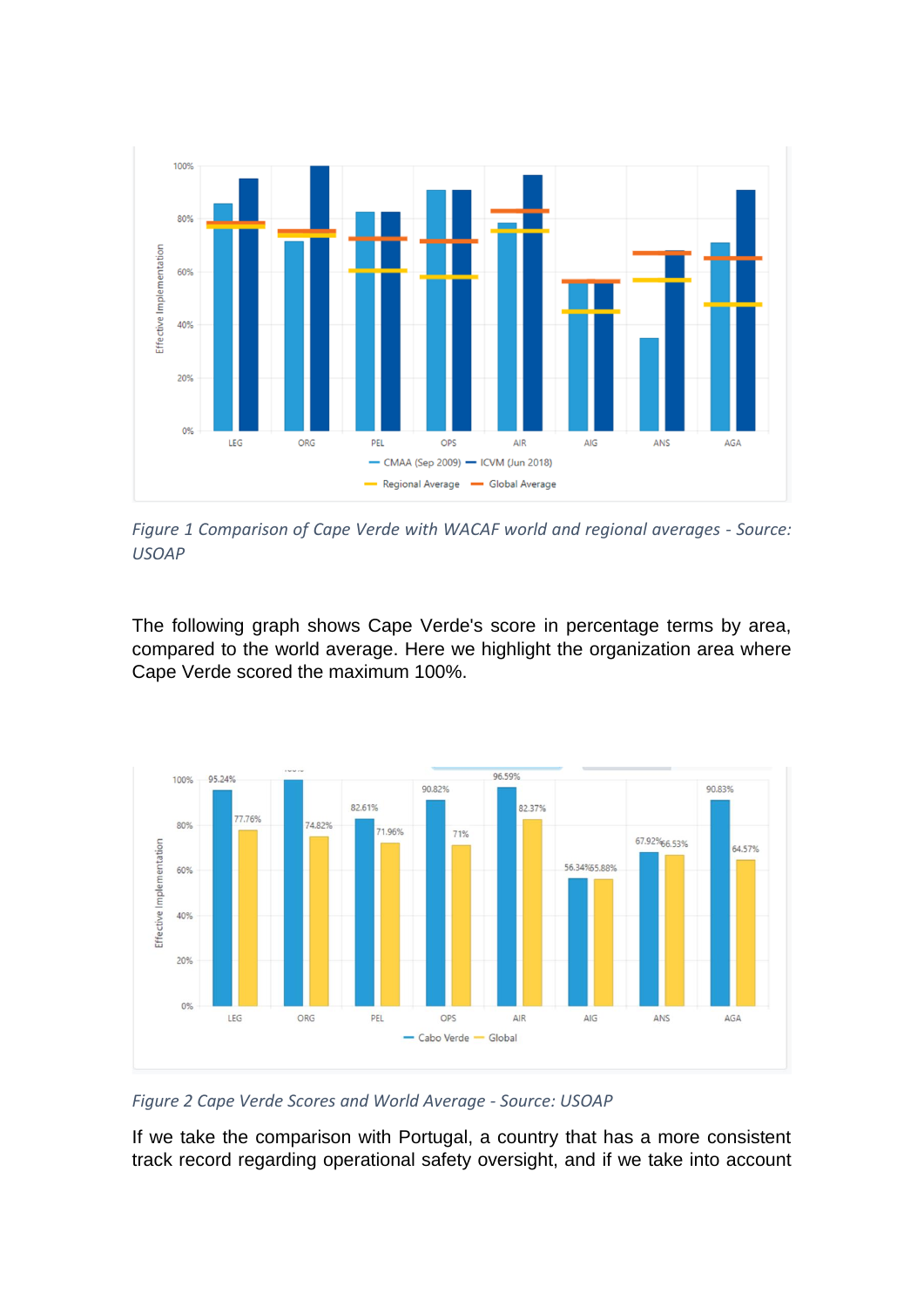*Figure 1 Comparison of Cape Verde with WACAF world and regional averages - Source: USOAP*

The following graph shows Cape Verde's score in percentage terms by area, compared to the world average. Here we highlight the organization area where Cape Verde scored the maximum 100%.

*Figure 2 Cape Verde Scores and World Average - Source: USOAP*

If we take the comparison with Portugal, a country that has a more consistent track record regarding operational safety oversight, and if we take into account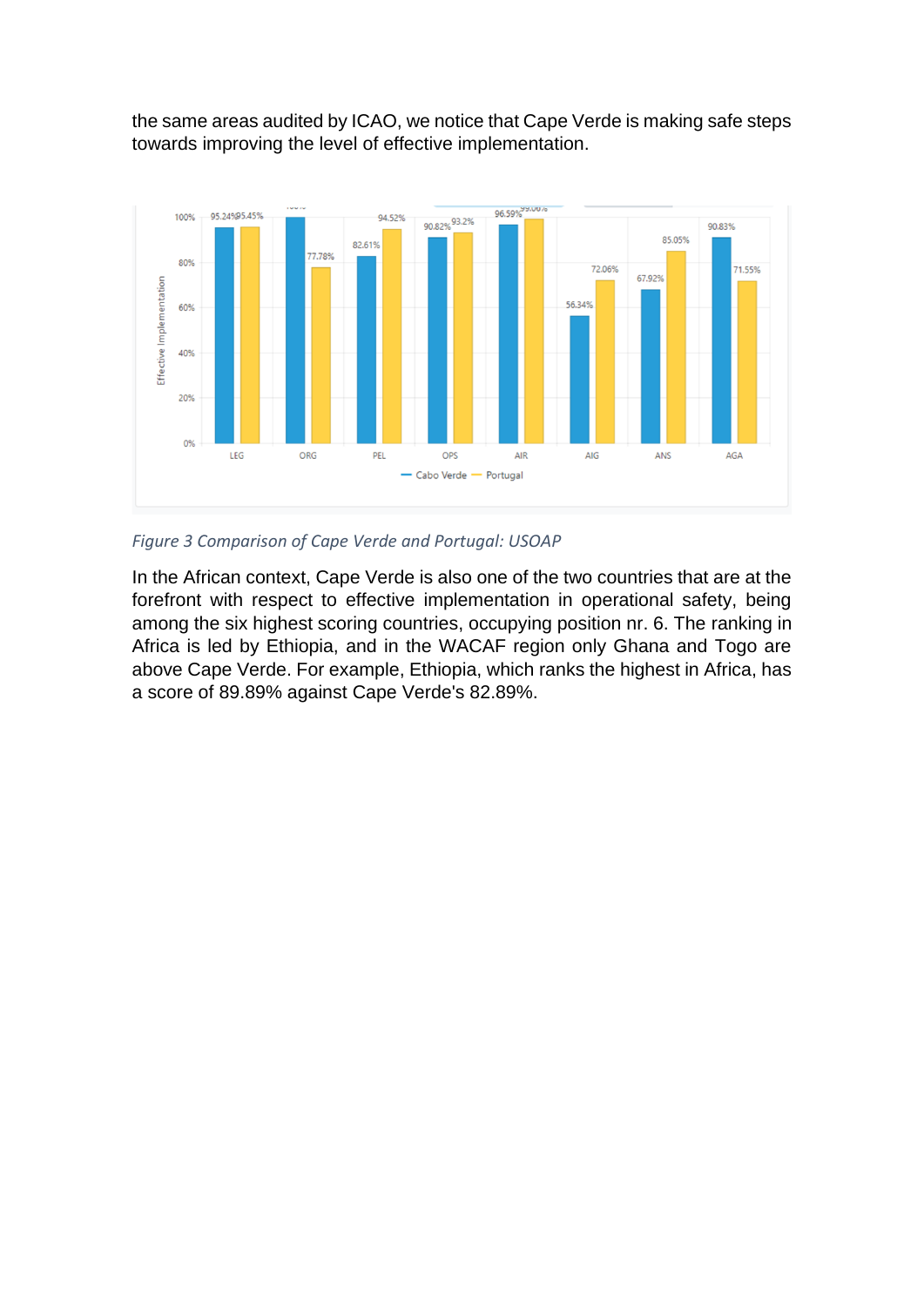the same areas audited by ICAO, we notice that Cape Verde is making safe steps towards improving the level of effective implementation.

*Figure 3 Comparison of Cape Verde and Portugal: USOAP*

In the African context, Cape Verde is also one of the two countries that are at the forefront with respect to effective implementation in operational safety, being among the six highest scoring countries, occupying position nr. 6. The ranking in Africa is led by Ethiopia, and in the WACAF region only Ghana and Togo are above Cape Verde. For example, Ethiopia, which ranks the highest in Africa, has a score of 89.89% against Cape Verde's 82.89%.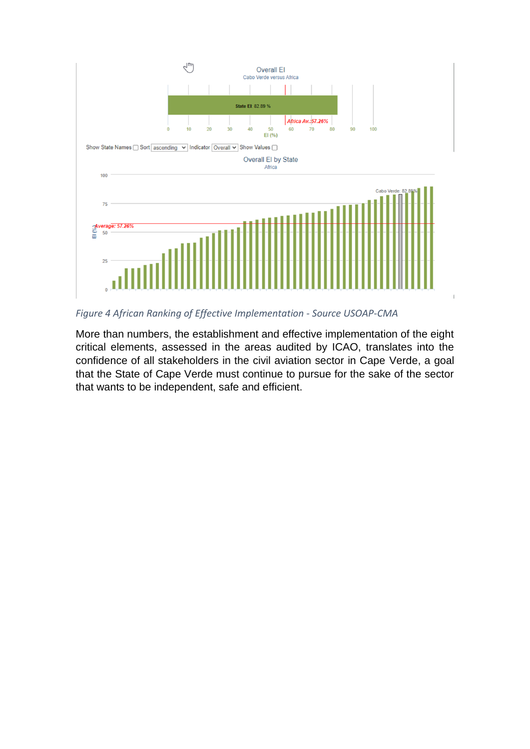Overall EI
Cabo Verde versus Africa

State EI: 82.89 %

Africa Av.:57.26%

0 10 20 30 40 50 60 70 80 90 100
EI (%)

Show State Names Sort ascending Indicator Overall Show Values

Overall EI by State
Africa

100
75
50
25
0

EI (%)

Average: 57.26%

Cabo Verde: 82.89%

*Figure 4 African Ranking of Effective Implementation - Source USOAP-CMA*

More than numbers, the establishment and effective implementation of the eight critical elements, assessed in the areas audited by ICAO, translates into the confidence of all stakeholders in the civil aviation sector in Cape Verde, a goal that the State of Cape Verde must continue to pursue for the sake of the sector that wants to be independent, safe and efficient.